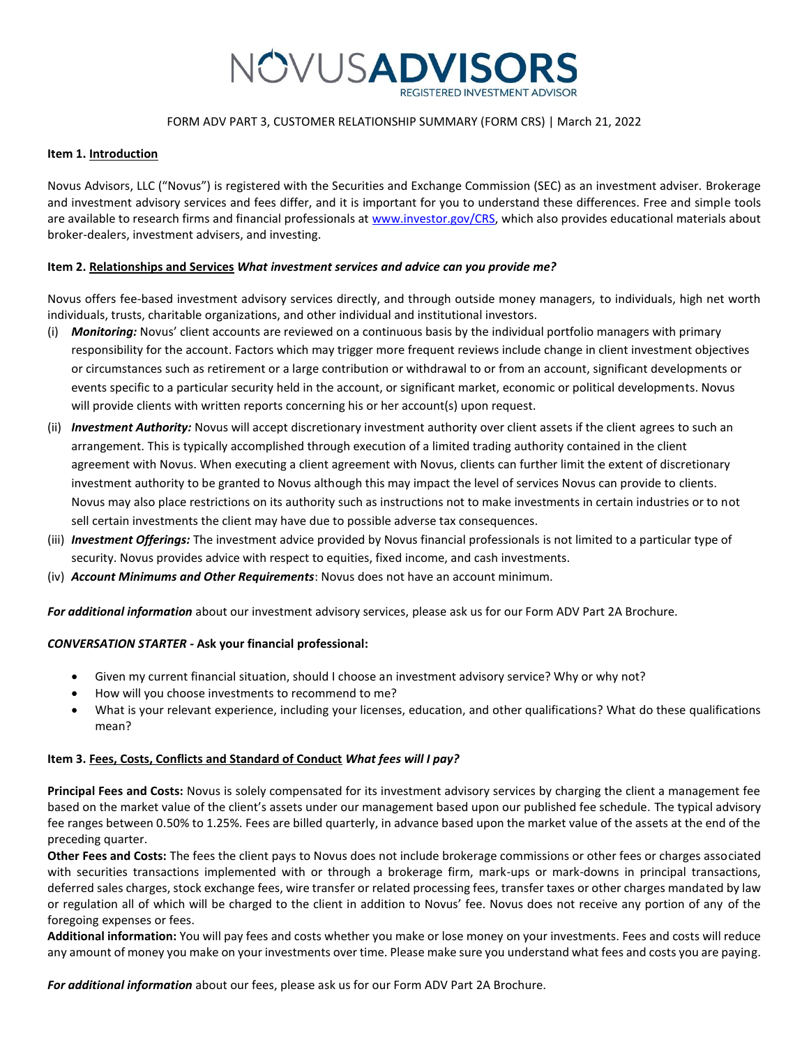# NOVUSADVISORS

REGISTERED INVESTMENT ADVISOR

FORM ADV PART 3, CUSTOMER RELATIONSHIP SUMMARY (FORM CRS) | March 21, 2022

**Item 1. Introduction**

Novus Advisors, LLC ("Novus") is registered with the Securities and Exchange Commission (SEC) as an investment adviser. Brokerage and investment advisory services and fees differ, and it is important for you to understand these differences. Free and simple tools are available to research firms and financial professionals at www.investor.gov/CRS, which also provides educational materials about broker-dealers, investment advisers, and investing.

**Item 2. Relationships and Services** ***What investment services and advice can you provide me?***

Novus offers fee-based investment advisory services directly, and through outside money managers, to individuals, high net worth individuals, trusts, charitable organizations, and other individual and institutional investors.

(i) ***Monitoring:*** Novus' client accounts are reviewed on a continuous basis by the individual portfolio managers with primary responsibility for the account. Factors which may trigger more frequent reviews include change in client investment objectives or circumstances such as retirement or a large contribution or withdrawal to or from an account, significant developments or events specific to a particular security held in the account, or significant market, economic or political developments. Novus will provide clients with written reports concerning his or her account(s) upon request.

(ii) ***Investment Authority:*** Novus will accept discretionary investment authority over client assets if the client agrees to such an arrangement. This is typically accomplished through execution of a limited trading authority contained in the client agreement with Novus. When executing a client agreement with Novus, clients can further limit the extent of discretionary investment authority to be granted to Novus although this may impact the level of services Novus can provide to clients. Novus may also place restrictions on its authority such as instructions not to make investments in certain industries or to not sell certain investments the client may have due to possible adverse tax consequences.

(iii) ***Investment Offerings:*** The investment advice provided by Novus financial professionals is not limited to a particular type of security. Novus provides advice with respect to equities, fixed income, and cash investments.

(iv) ***Account Minimums and Other Requirements***: Novus does not have an account minimum.

***For additional information*** about our investment advisory services, please ask us for our Form ADV Part 2A Brochure.

***CONVERSATION STARTER* - Ask your financial professional:**

- Given my current financial situation, should I choose an investment advisory service? Why or why not?
- How will you choose investments to recommend to me?
- What is your relevant experience, including your licenses, education, and other qualifications? What do these qualifications mean?

**Item 3. Fees, Costs, Conflicts and Standard of Conduct** ***What fees will I pay?***

**Principal Fees and Costs:** Novus is solely compensated for its investment advisory services by charging the client a management fee based on the market value of the client's assets under our management based upon our published fee schedule. The typical advisory fee ranges between 0.50% to 1.25%. Fees are billed quarterly, in advance based upon the market value of the assets at the end of the preceding quarter.

**Other Fees and Costs:** The fees the client pays to Novus does not include brokerage commissions or other fees or charges associated with securities transactions implemented with or through a brokerage firm, mark-ups or mark-downs in principal transactions, deferred sales charges, stock exchange fees, wire transfer or related processing fees, transfer taxes or other charges mandated by law or regulation all of which will be charged to the client in addition to Novus' fee. Novus does not receive any portion of any of the foregoing expenses or fees.

**Additional information:** You will pay fees and costs whether you make or lose money on your investments. Fees and costs will reduce any amount of money you make on your investments over time. Please make sure you understand what fees and costs you are paying.

***For additional information*** about our fees, please ask us for our Form ADV Part 2A Brochure.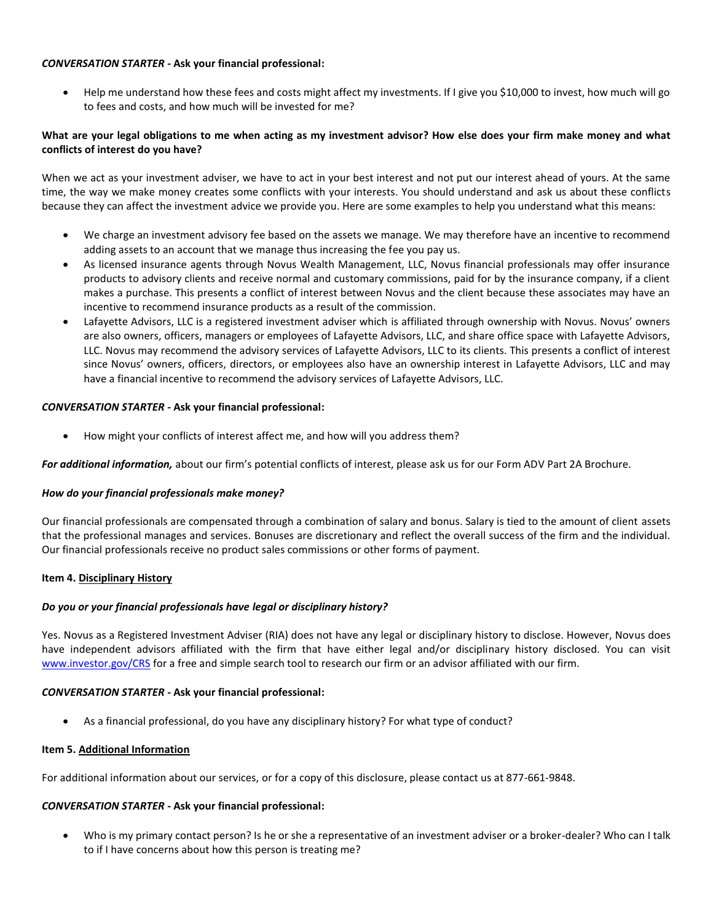***CONVERSATION STARTER* - Ask your financial professional:**

- Help me understand how these fees and costs might affect my investments. If I give you $10,000 to invest, how much will go to fees and costs, and how much will be invested for me?

**What are your legal obligations to me when acting as my investment advisor? How else does your firm make money and what conflicts of interest do you have?**

When we act as your investment adviser, we have to act in your best interest and not put our interest ahead of yours. At the same time, the way we make money creates some conflicts with your interests. You should understand and ask us about these conflicts because they can affect the investment advice we provide you. Here are some examples to help you understand what this means:

- We charge an investment advisory fee based on the assets we manage. We may therefore have an incentive to recommend adding assets to an account that we manage thus increasing the fee you pay us.
- As licensed insurance agents through Novus Wealth Management, LLC, Novus financial professionals may offer insurance products to advisory clients and receive normal and customary commissions, paid for by the insurance company, if a client makes a purchase. This presents a conflict of interest between Novus and the client because these associates may have an incentive to recommend insurance products as a result of the commission.
- Lafayette Advisors, LLC is a registered investment adviser which is affiliated through ownership with Novus. Novus' owners are also owners, officers, managers or employees of Lafayette Advisors, LLC, and share office space with Lafayette Advisors, LLC. Novus may recommend the advisory services of Lafayette Advisors, LLC to its clients. This presents a conflict of interest since Novus' owners, officers, directors, or employees also have an ownership interest in Lafayette Advisors, LLC and may have a financial incentive to recommend the advisory services of Lafayette Advisors, LLC.

***CONVERSATION STARTER* - Ask your financial professional:**

- How might your conflicts of interest affect me, and how will you address them?

***For additional information,*** about our firm's potential conflicts of interest, please ask us for our Form ADV Part 2A Brochure.

***How do your financial professionals make money?***

Our financial professionals are compensated through a combination of salary and bonus. Salary is tied to the amount of client assets that the professional manages and services. Bonuses are discretionary and reflect the overall success of the firm and the individual. Our financial professionals receive no product sales commissions or other forms of payment.

**Item 4. Disciplinary History**

***Do you or your financial professionals have legal or disciplinary history?***

Yes. Novus as a Registered Investment Adviser (RIA) does not have any legal or disciplinary history to disclose. However, Novus does have independent advisors affiliated with the firm that have either legal and/or disciplinary history disclosed. You can visit www.investor.gov/CRS for a free and simple search tool to research our firm or an advisor affiliated with our firm.

***CONVERSATION STARTER* - Ask your financial professional:**

- As a financial professional, do you have any disciplinary history? For what type of conduct?

**Item 5. Additional Information**

For additional information about our services, or for a copy of this disclosure, please contact us at 877-661-9848.

***CONVERSATION STARTER* - Ask your financial professional:**

- Who is my primary contact person? Is he or she a representative of an investment adviser or a broker-dealer? Who can I talk to if I have concerns about how this person is treating me?